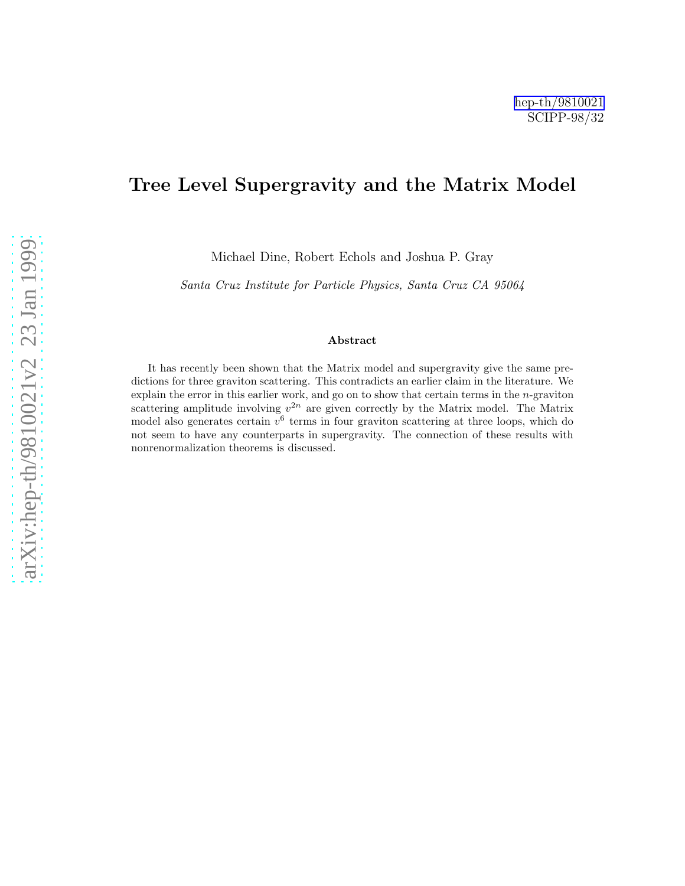hep-th/9810021
SCIPP-98/32

# Tree Level Supergravity and the Matrix Model

Michael Dine, Robert Echols and Joshua P. Gray

*Santa Cruz Institute for Particle Physics, Santa Cruz CA 95064*

### Abstract

It has recently been shown that the Matrix model and supergravity give the same predictions for three graviton scattering. This contradicts an earlier claim in the literature. We explain the error in this earlier work, and go on to show that certain terms in the $n$-graviton scattering amplitude involving $v^{2n}$ are given correctly by the Matrix model. The Matrix model also generates certain $v^6$ terms in four graviton scattering at three loops, which do not seem to have any counterparts in supergravity. The connection of these results with nonrenormalization theorems is discussed.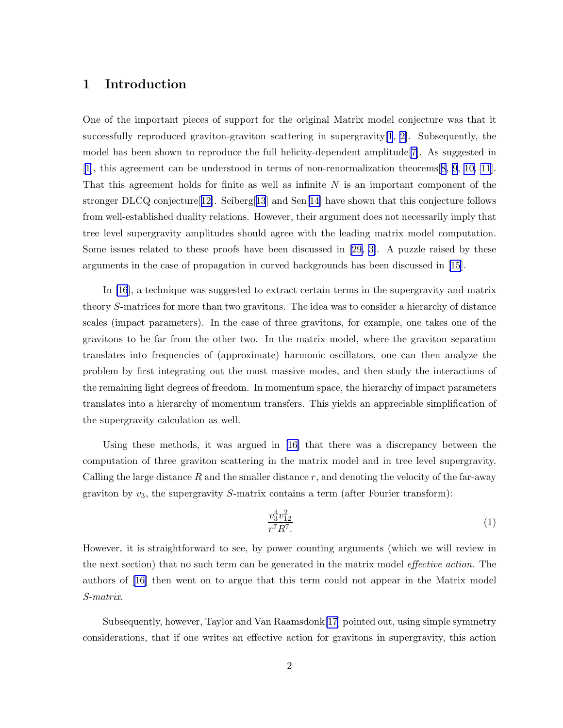## 1 Introduction

One of the important pieces of support for the original Matrix model conjecture was that it successfully reproduced graviton-graviton scattering in supergravity[1, 2]. Subsequently, the model has been shown to reproduce the full helicity-dependent amplitude[7]. As suggested in [1], this agreement can be understood in terms of non-renormalization theorems[8, 9, 10, 11]. That this agreement holds for finite as well as infinite $N$ is an important component of the stronger DLCQ conjecture[12]. Seiberg[13] and Sen[14] have shown that this conjecture follows from well-established duality relations. However, their argument does not necessarily imply that tree level supergravity amplitudes should agree with the leading matrix model computation. Some issues related to these proofs have been discussed in [29, 3]. A puzzle raised by these arguments in the case of propagation in curved backgrounds has been discussed in [15].

In [16], a technique was suggested to extract certain terms in the supergravity and matrix theory $S$-matrices for more than two gravitons. The idea was to consider a hierarchy of distance scales (impact parameters). In the case of three gravitons, for example, one takes one of the gravitons to be far from the other two. In the matrix model, where the graviton separation translates into frequencies of (approximate) harmonic oscillators, one can then analyze the problem by first integrating out the most massive modes, and then study the interactions of the remaining light degrees of freedom. In momentum space, the hierarchy of impact parameters translates into a hierarchy of momentum transfers. This yields an appreciable simplification of the supergravity calculation as well.

Using these methods, it was argued in [16] that there was a discrepancy between the computation of three graviton scattering in the matrix model and in tree level supergravity. Calling the large distance $R$ and the smaller distance $r$, and denoting the velocity of the far-away graviton by $v_3$, the supergravity $S$-matrix contains a term (after Fourier transform):

$$\frac{v_3^4 v_{12}^2}{r^7 R^7}. \tag{1}$$

However, it is straightforward to see, by power counting arguments (which we will review in the next section) that no such term can be generated in the matrix model *effective action*. The authors of [16] then went on to argue that this term could not appear in the Matrix model *S-matrix*.

Subsequently, however, Taylor and Van Raamsdonk[17] pointed out, using simple symmetry considerations, that if one writes an effective action for gravitons in supergravity, this action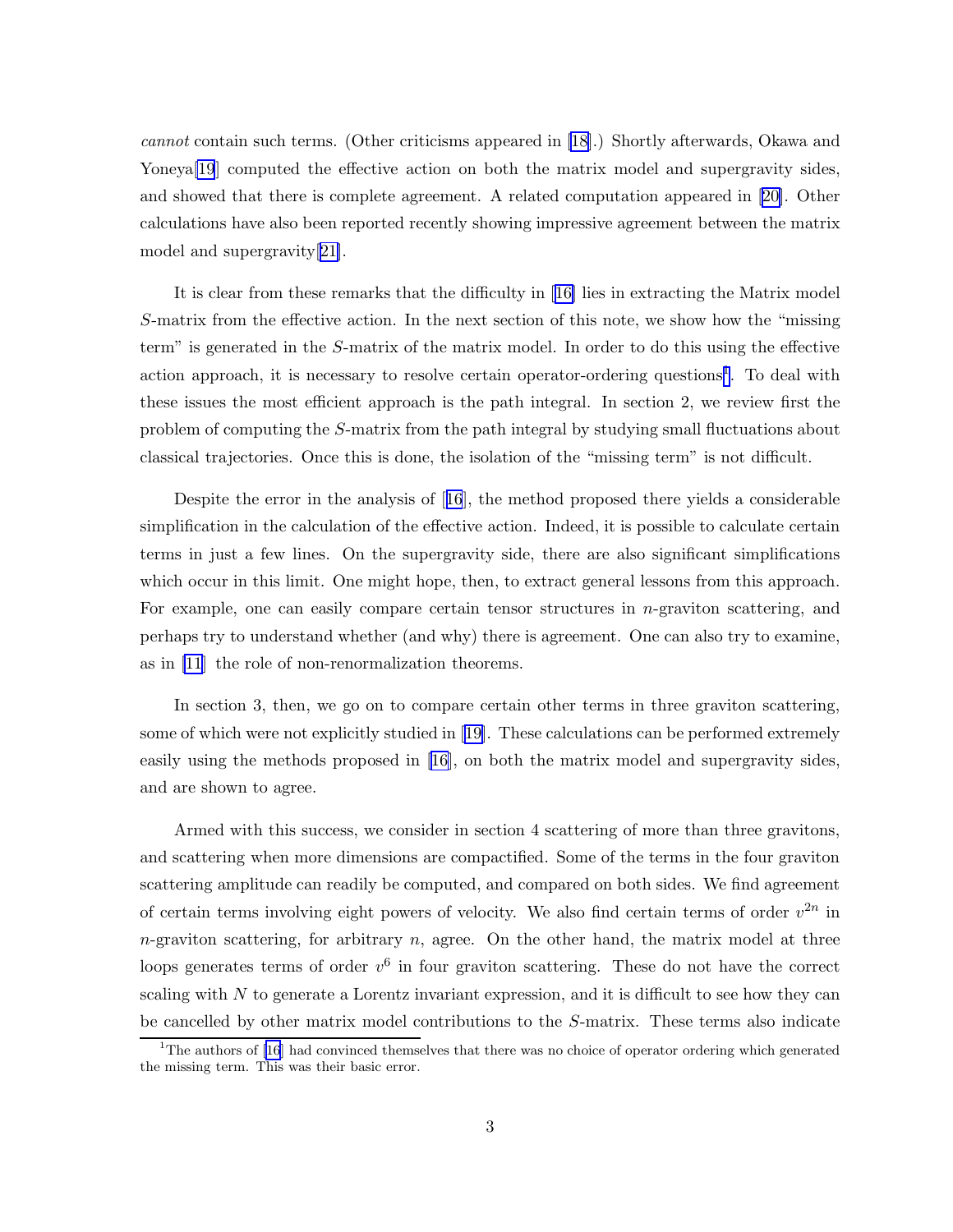*cannot* contain such terms. (Other criticisms appeared in [18].) Shortly afterwards, Okawa and Yoneya[19] computed the effective action on both the matrix model and supergravity sides, and showed that there is complete agreement. A related computation appeared in [20]. Other calculations have also been reported recently showing impressive agreement between the matrix model and supergravity[21].

It is clear from these remarks that the difficulty in [16] lies in extracting the Matrix model $S$-matrix from the effective action. In the next section of this note, we show how the "missing term" is generated in the $S$-matrix of the matrix model. In order to do this using the effective action approach, it is necessary to resolve certain operator-ordering questions[1]. To deal with these issues the most efficient approach is the path integral. In section 2, we review first the problem of computing the $S$-matrix from the path integral by studying small fluctuations about classical trajectories. Once this is done, the isolation of the "missing term" is not difficult.

Despite the error in the analysis of [16], the method proposed there yields a considerable simplification in the calculation of the effective action. Indeed, it is possible to calculate certain terms in just a few lines. On the supergravity side, there are also significant simplifications which occur in this limit. One might hope, then, to extract general lessons from this approach. For example, one can easily compare certain tensor structures in $n$-graviton scattering, and perhaps try to understand whether (and why) there is agreement. One can also try to examine, as in [11] the role of non-renormalization theorems.

In section 3, then, we go on to compare certain other terms in three graviton scattering, some of which were not explicitly studied in [19]. These calculations can be performed extremely easily using the methods proposed in [16], on both the matrix model and supergravity sides, and are shown to agree.

Armed with this success, we consider in section 4 scattering of more than three gravitons, and scattering when more dimensions are compactified. Some of the terms in the four graviton scattering amplitude can readily be computed, and compared on both sides. We find agreement of certain terms involving eight powers of velocity. We also find certain terms of order $v^{2n}$ in $n$-graviton scattering, for arbitrary $n$, agree. On the other hand, the matrix model at three loops generates terms of order $v^6$ in four graviton scattering. These do not have the correct scaling with $N$ to generate a Lorentz invariant expression, and it is difficult to see how they can be cancelled by other matrix model contributions to the $S$-matrix. These terms also indicate

[1] The authors of [16] had convinced themselves that there was no choice of operator ordering which generated the missing term. This was their basic error.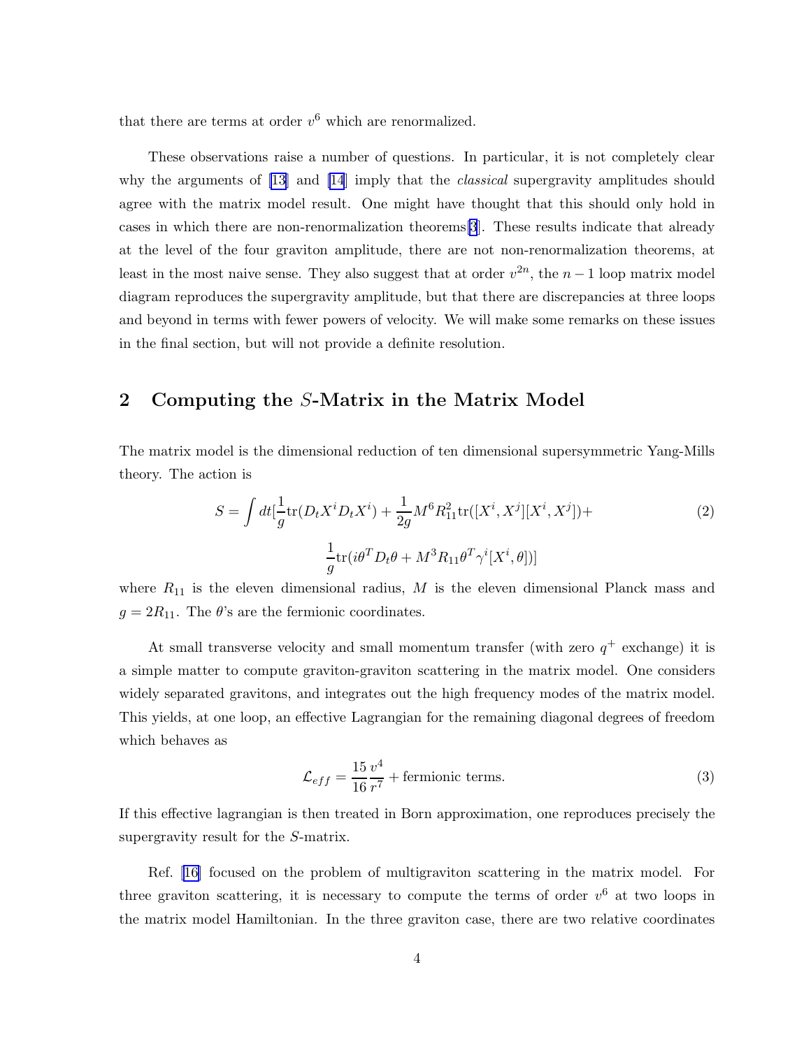that there are terms at order $v^6$ which are renormalized.

These observations raise a number of questions. In particular, it is not completely clear why the arguments of [13] and [14] imply that the *classical* supergravity amplitudes should agree with the matrix model result. One might have thought that this should only hold in cases in which there are non-renormalization theorems[3]. These results indicate that already at the level of the four graviton amplitude, there are not non-renormalization theorems, at least in the most naive sense. They also suggest that at order $v^{2n}$, the $n-1$ loop matrix model diagram reproduces the supergravity amplitude, but that there are discrepancies at three loops and beyond in terms with fewer powers of velocity. We will make some remarks on these issues in the final section, but will not provide a definite resolution.

## 2 Computing the $S$-Matrix in the Matrix Model

The matrix model is the dimensional reduction of ten dimensional supersymmetric Yang-Mills theory. The action is

$$S = \int dt [\frac{1}{g}\mathrm{tr}(D_t X^i D_t X^i) + \frac{1}{2g} M^6 R_{11}^2 \mathrm{tr}([X^i, X^j][X^i, X^j]) + \tag{2}$$
$$\frac{1}{g}\mathrm{tr}(i\theta^T D_t \theta + M^3 R_{11} \theta^T \gamma^i [X^i, \theta])]$$

where $R_{11}$ is the eleven dimensional radius, $M$ is the eleven dimensional Planck mass and $g = 2R_{11}$. The $\theta$'s are the fermionic coordinates.

At small transverse velocity and small momentum transfer (with zero $q^+$ exchange) it is a simple matter to compute graviton-graviton scattering in the matrix model. One considers widely separated gravitons, and integrates out the high frequency modes of the matrix model. This yields, at one loop, an effective Lagrangian for the remaining diagonal degrees of freedom which behaves as

$$\mathcal{L}_{eff} = \frac{15}{16}\frac{v^4}{r^7} + \text{fermionic terms.} \tag{3}$$

If this effective lagrangian is then treated in Born approximation, one reproduces precisely the supergravity result for the $S$-matrix.

Ref. [16] focused on the problem of multigraviton scattering in the matrix model. For three graviton scattering, it is necessary to compute the terms of order $v^6$ at two loops in the matrix model Hamiltonian. In the three graviton case, there are two relative coordinates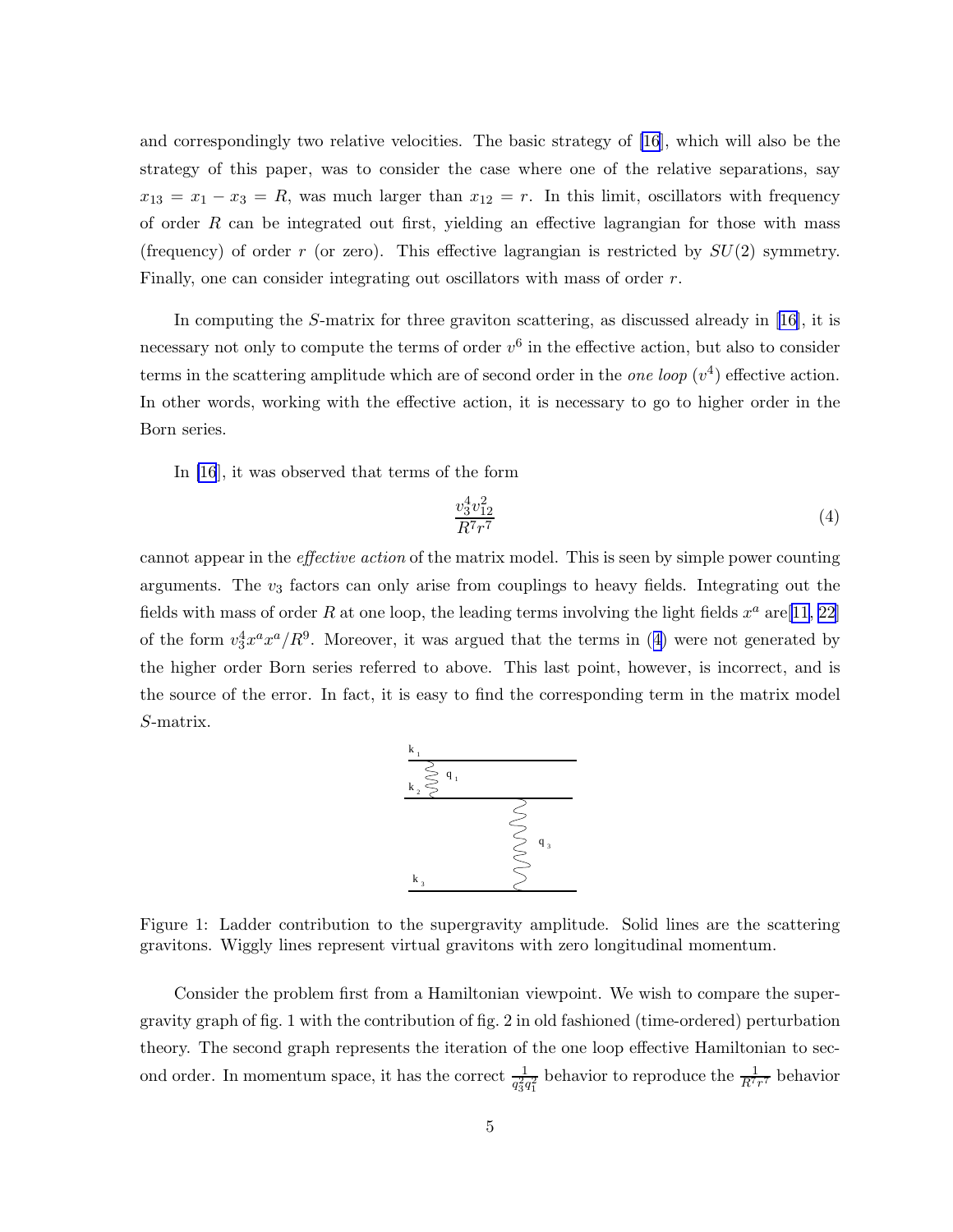and correspondingly two relative velocities. The basic strategy of [16], which will also be the strategy of this paper, was to consider the case where one of the relative separations, say $x_{13} = x_1 - x_3 = R$, was much larger than $x_{12} = r$. In this limit, oscillators with frequency of order $R$ can be integrated out first, yielding an effective lagrangian for those with mass (frequency) of order $r$ (or zero). This effective lagrangian is restricted by $SU(2)$ symmetry. Finally, one can consider integrating out oscillators with mass of order $r$.

In computing the $S$-matrix for three graviton scattering, as discussed already in [16], it is necessary not only to compute the terms of order $v^6$ in the effective action, but also to consider terms in the scattering amplitude which are of second order in the *one loop* ($v^4$) effective action. In other words, working with the effective action, it is necessary to go to higher order in the Born series.

In [16], it was observed that terms of the form

$$\frac{v_3^4 v_{12}^2}{R^7 r^7} \tag{4}$$

cannot appear in the *effective action* of the matrix model. This is seen by simple power counting arguments. The $v_3$ factors can only arise from couplings to heavy fields. Integrating out the fields with mass of order $R$ at one loop, the leading terms involving the light fields $x^a$ are[11, 22] of the form $v_3^4 x^a x^a / R^9$. Moreover, it was argued that the terms in (4) were not generated by the higher order Born series referred to above. This last point, however, is incorrect, and is the source of the error. In fact, it is easy to find the corresponding term in the matrix model $S$-matrix.

Figure 1: Ladder contribution to the supergravity amplitude. Solid lines are the scattering gravitons. Wiggly lines represent virtual gravitons with zero longitudinal momentum.

Consider the problem first from a Hamiltonian viewpoint. We wish to compare the supergravity graph of fig. 1 with the contribution of fig. 2 in old fashioned (time-ordered) perturbation theory. The second graph represents the iteration of the one loop effective Hamiltonian to second order. In momentum space, it has the correct $\frac{1}{q_3^2 q_1^2}$ behavior to reproduce the $\frac{1}{R^7 r^7}$ behavior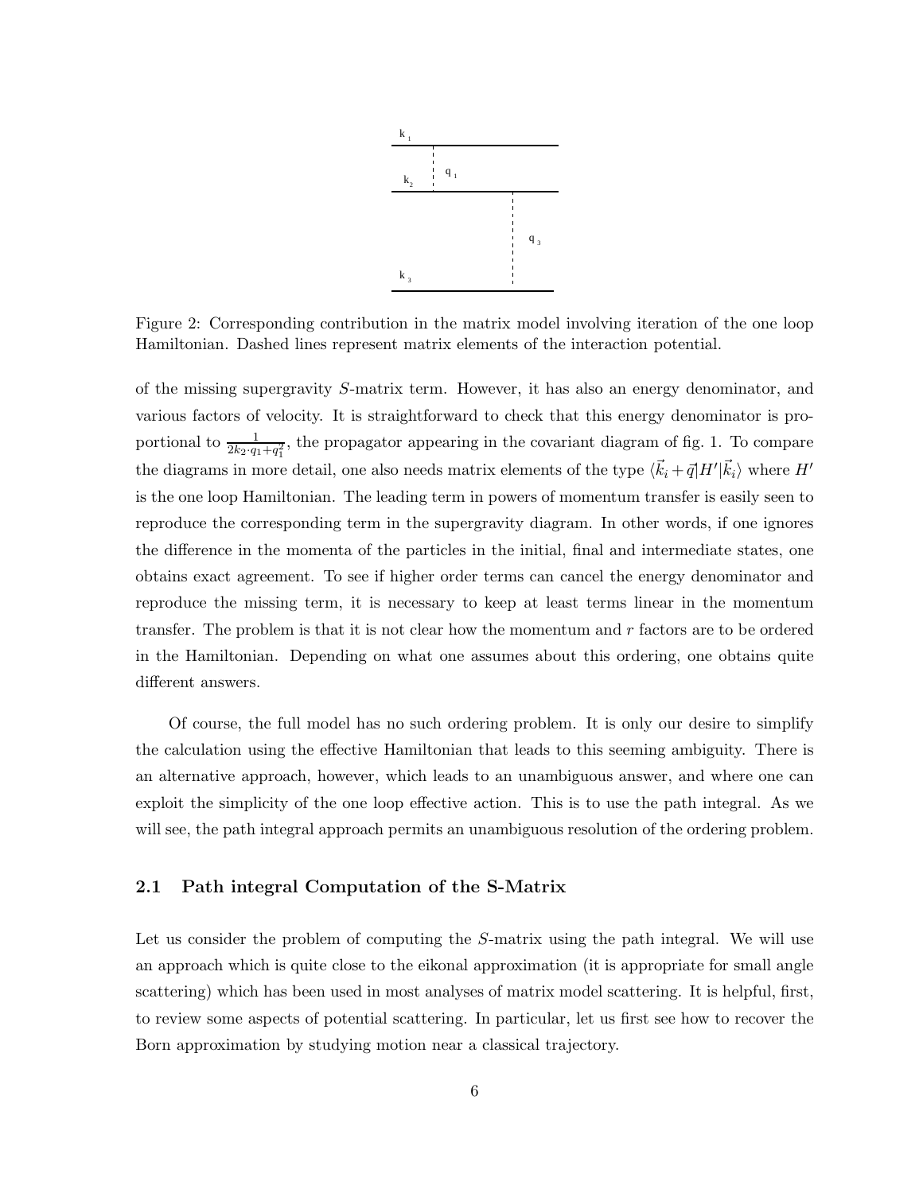Figure 2: Corresponding contribution in the matrix model involving iteration of the one loop Hamiltonian. Dashed lines represent matrix elements of the interaction potential.

of the missing supergravity $S$-matrix term. However, it has also an energy denominator, and various factors of velocity. It is straightforward to check that this energy denominator is proportional to $\frac{1}{2k_2 \cdot q_1 + q_1^2}$, the propagator appearing in the covariant diagram of fig. 1. To compare the diagrams in more detail, one also needs matrix elements of the type $\langle \vec{k}_i + \vec{q} | H' | \vec{k}_i \rangle$ where $H'$ is the one loop Hamiltonian. The leading term in powers of momentum transfer is easily seen to reproduce the corresponding term in the supergravity diagram. In other words, if one ignores the difference in the momenta of the particles in the initial, final and intermediate states, one obtains exact agreement. To see if higher order terms can cancel the energy denominator and reproduce the missing term, it is necessary to keep at least terms linear in the momentum transfer. The problem is that it is not clear how the momentum and $r$ factors are to be ordered in the Hamiltonian. Depending on what one assumes about this ordering, one obtains quite different answers.

Of course, the full model has no such ordering problem. It is only our desire to simplify the calculation using the effective Hamiltonian that leads to this seeming ambiguity. There is an alternative approach, however, which leads to an unambiguous answer, and where one can exploit the simplicity of the one loop effective action. This is to use the path integral. As we will see, the path integral approach permits an unambiguous resolution of the ordering problem.

### 2.1 Path integral Computation of the S-Matrix

Let us consider the problem of computing the $S$-matrix using the path integral. We will use an approach which is quite close to the eikonal approximation (it is appropriate for small angle scattering) which has been used in most analyses of matrix model scattering. It is helpful, first, to review some aspects of potential scattering. In particular, let us first see how to recover the Born approximation by studying motion near a classical trajectory.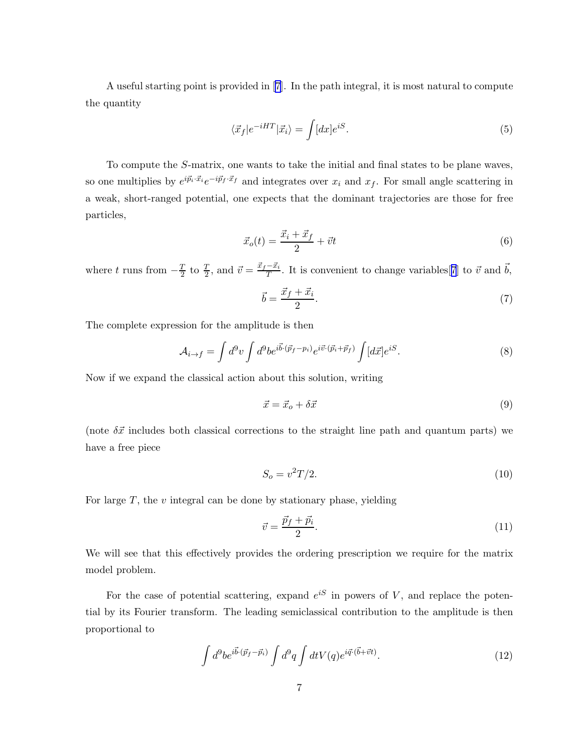A useful starting point is provided in [7]. In the path integral, it is most natural to compute the quantity

$$\langle \vec{x}_f | e^{-iHT} | \vec{x}_i \rangle = \int [dx] e^{iS}. \tag{5}$$

To compute the $S$-matrix, one wants to take the initial and final states to be plane waves, so one multiplies by $e^{i\vec{p}_i \cdot \vec{x}_i} e^{-i\vec{p}_f \cdot \vec{x}_f}$ and integrates over $x_i$ and $x_f$. For small angle scattering in a weak, short-ranged potential, one expects that the dominant trajectories are those for free particles,

$$\vec{x}_o(t) = \frac{\vec{x}_i + \vec{x}_f}{2} + \vec{v}t \tag{6}$$

where $t$ runs from $-\frac{T}{2}$ to $\frac{T}{2}$, and $\vec{v} = \frac{\vec{x}_f - \vec{x}_i}{T}$. It is convenient to change variables[7] to $\vec{v}$ and $\vec{b}$,

$$\vec{b} = \frac{\vec{x}_f + \vec{x}_i}{2}. \tag{7}$$

The complete expression for the amplitude is then

$$\mathcal{A}_{i \to f} = \int d^9 v \int d^9 b e^{i\vec{b} \cdot (\vec{p}_f - p_i)} e^{i\vec{v} \cdot (\vec{p}_i + \vec{p}_f)} \int [d\vec{x}] e^{iS}. \tag{8}$$

Now if we expand the classical action about this solution, writing

$$\vec{x} = \vec{x}_o + \delta \vec{x} \tag{9}$$

(note $\delta \vec{x}$ includes both classical corrections to the straight line path and quantum parts) we have a free piece

$$S_o = v^2 T/2. \tag{10}$$

For large $T$, the $v$ integral can be done by stationary phase, yielding

$$\vec{v} = \frac{\vec{p}_f + \vec{p}_i}{2}. \tag{11}$$

We will see that this effectively provides the ordering prescription we require for the matrix model problem.

For the case of potential scattering, expand $e^{iS}$ in powers of $V$, and replace the potential by its Fourier transform. The leading semiclassical contribution to the amplitude is then proportional to

$$\int d^9 b e^{i\vec{b} \cdot (\vec{p}_f - \vec{p}_i)} \int d^9 q \int dt V(q) e^{i\vec{q} \cdot (\vec{b} + \vec{v}t)}. \tag{12}$$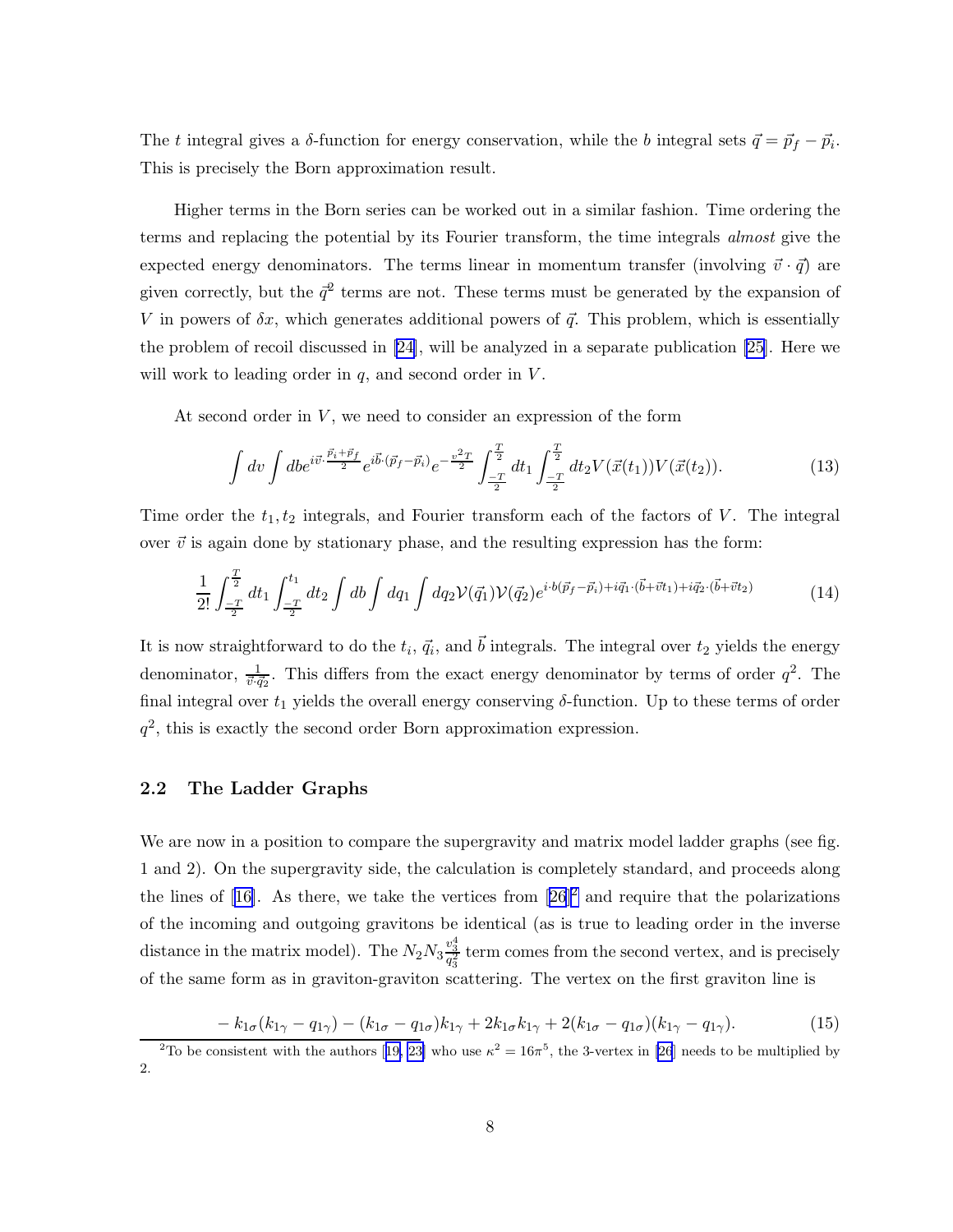The $t$ integral gives a $\delta$-function for energy conservation, while the $b$ integral sets $\vec{q} = \vec{p}_f - \vec{p}_i$. This is precisely the Born approximation result.

Higher terms in the Born series can be worked out in a similar fashion. Time ordering the terms and replacing the potential by its Fourier transform, the time integrals *almost* give the expected energy denominators. The terms linear in momentum transfer (involving $\vec{v} \cdot \vec{q}$) are given correctly, but the $\vec{q}^2$ terms are not. These terms must be generated by the expansion of $V$ in powers of $\delta x$, which generates additional powers of $\vec{q}$. This problem, which is essentially the problem of recoil discussed in [24], will be analyzed in a separate publication [25]. Here we will work to leading order in $q$, and second order in $V$.

At second order in $V$, we need to consider an expression of the form

$$\int dv \int db e^{i\vec{v}\cdot\frac{\vec{p}_i+\vec{p}_f}{2}} e^{i\vec{b}\cdot(\vec{p}_f-\vec{p}_i)} e^{-\frac{v^2 T}{2}} \int_{\frac{-T}{2}}^{\frac{T}{2}} dt_1 \int_{\frac{-T}{2}}^{\frac{T}{2}} dt_2 V(\vec{x}(t_1))V(\vec{x}(t_2)). \tag{13}$$

Time order the $t_1, t_2$ integrals, and Fourier transform each of the factors of $V$. The integral over $\vec{v}$ is again done by stationary phase, and the resulting expression has the form:

$$\frac{1}{2!}\int_{\frac{-T}{2}}^{\frac{T}{2}} dt_1 \int_{\frac{-T}{2}}^{t_1} dt_2 \int db \int dq_1 \int dq_2 \mathcal{V}(\vec{q}_1)\mathcal{V}(\vec{q}_2) e^{i\cdot b(\vec{p}_f-\vec{p}_i)+i\vec{q}_1\cdot(\vec{b}+\vec{v}t_1)+i\vec{q}_2\cdot(\vec{b}+\vec{v}t_2)} \tag{14}$$

It is now straightforward to do the $t_i$, $\vec{q}_i$, and $\vec{b}$ integrals. The integral over $t_2$ yields the energy denominator, $\frac{1}{\vec{v}\cdot\vec{q}_2}$. This differs from the exact energy denominator by terms of order $q^2$. The final integral over $t_1$ yields the overall energy conserving $\delta$-function. Up to these terms of order $q^2$, this is exactly the second order Born approximation expression.

### 2.2 The Ladder Graphs

We are now in a position to compare the supergravity and matrix model ladder graphs (see fig. 1 and 2). On the supergravity side, the calculation is completely standard, and proceeds along the lines of [16]. As there, we take the vertices from [26][2] and require that the polarizations of the incoming and outgoing gravitons be identical (as is true to leading order in the inverse distance in the matrix model). The $N_2 N_3 \frac{v_3^4}{q_3^2}$ term comes from the second vertex, and is precisely of the same form as in graviton-graviton scattering. The vertex on the first graviton line is

$$-k_{1\sigma}(k_{1\gamma}-q_{1\gamma}) - (k_{1\sigma}-q_{1\sigma})k_{1\gamma} + 2k_{1\sigma}k_{1\gamma} + 2(k_{1\sigma}-q_{1\sigma})(k_{1\gamma}-q_{1\gamma}). \tag{15}$$

[2] To be consistent with the authors [19, 23] who use $\kappa^2 = 16\pi^5$, the 3-vertex in [26] needs to be multiplied by 2.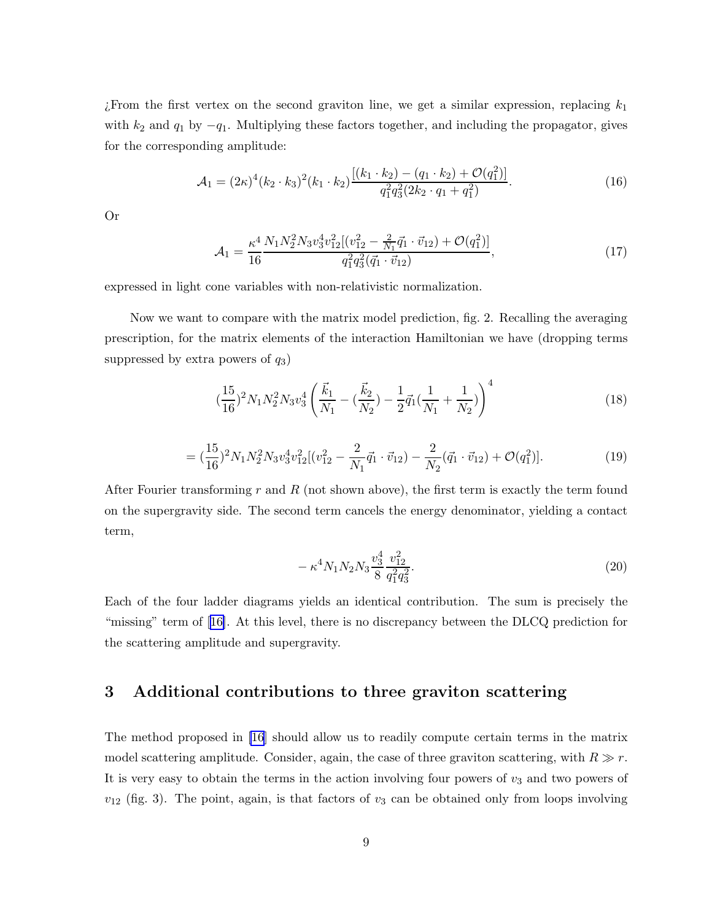¿From the first vertex on the second graviton line, we get a similar expression, replacing $k_1$ with $k_2$ and $q_1$ by $-q_1$. Multiplying these factors together, and including the propagator, gives for the corresponding amplitude:

$$\mathcal{A}_1 = (2\kappa)^4 (k_2 \cdot k_3)^2 (k_1 \cdot k_2) \frac{[(k_1 \cdot k_2) - (q_1 \cdot k_2) + \mathcal{O}(q_1^2)]}{q_1^2 q_3^2 (2k_2 \cdot q_1 + q_1^2)}. \tag{16}$$

Or

$$\mathcal{A}_1 = \frac{\kappa^4}{16} \frac{N_1 N_2^2 N_3 v_3^4 v_{12}^2 [(v_{12}^2 - \frac{2}{N_1} \vec{q}_1 \cdot \vec{v}_{12}) + \mathcal{O}(q_1^2)]}{q_1^2 q_3^2 (\vec{q}_1 \cdot \vec{v}_{12})}, \tag{17}$$

expressed in light cone variables with non-relativistic normalization.

Now we want to compare with the matrix model prediction, fig. 2. Recalling the averaging prescription, for the matrix elements of the interaction Hamiltonian we have (dropping terms suppressed by extra powers of $q_3$)

$$(\frac{15}{16})^2 N_1 N_2^2 N_3 v_3^4 \left( \frac{\vec{k}_1}{N_1} - (\frac{\vec{k}_2}{N_2}) - \frac{1}{2} \vec{q}_1 (\frac{1}{N_1} + \frac{1}{N_2}) \right)^4 \tag{18}$$

$$= (\frac{15}{16})^2 N_1 N_2^2 N_3 v_3^4 v_{12}^2 [(v_{12}^2 - \frac{2}{N_1} \vec{q}_1 \cdot \vec{v}_{12}) - \frac{2}{N_2} (\vec{q}_1 \cdot \vec{v}_{12}) + \mathcal{O}(q_1^2)]. \tag{19}$$

After Fourier transforming $r$ and $R$ (not shown above), the first term is exactly the term found on the supergravity side. The second term cancels the energy denominator, yielding a contact term,

$$-\kappa^4 N_1 N_2 N_3 \frac{v_3^4}{8} \frac{v_{12}^2}{q_1^2 q_3^2}. \tag{20}$$

Each of the four ladder diagrams yields an identical contribution. The sum is precisely the "missing" term of [16]. At this level, there is no discrepancy between the DLCQ prediction for the scattering amplitude and supergravity.

## 3 Additional contributions to three graviton scattering

The method proposed in [16] should allow us to readily compute certain terms in the matrix model scattering amplitude. Consider, again, the case of three graviton scattering, with $R \gg r$. It is very easy to obtain the terms in the action involving four powers of $v_3$ and two powers of $v_{12}$ (fig. 3). The point, again, is that factors of $v_3$ can be obtained only from loops involving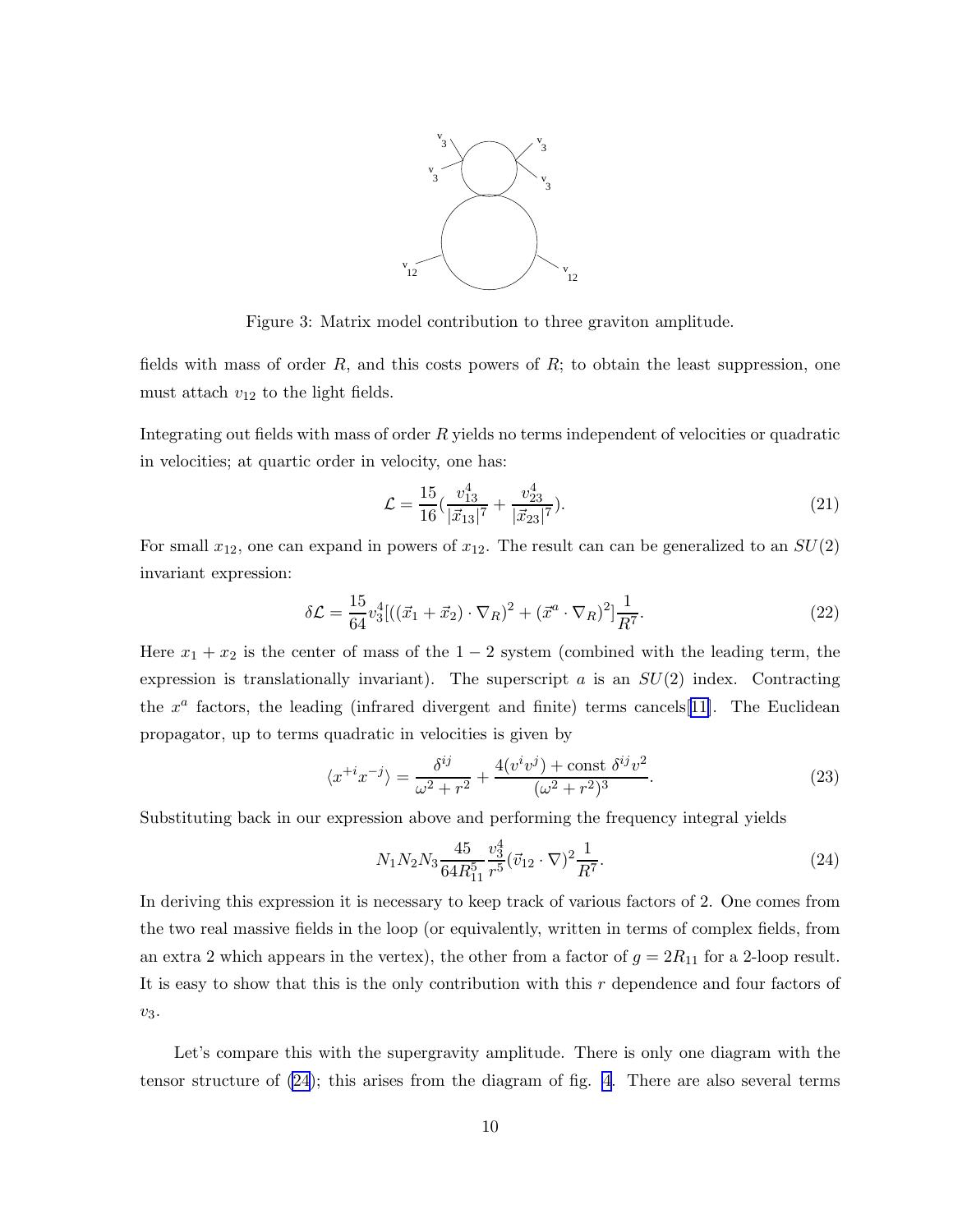Figure 3: Matrix model contribution to three graviton amplitude.

fields with mass of order $R$, and this costs powers of $R$; to obtain the least suppression, one must attach $v_{12}$ to the light fields.

Integrating out fields with mass of order $R$ yields no terms independent of velocities or quadratic in velocities; at quartic order in velocity, one has:

$$\mathcal{L} = \frac{15}{16}\left(\frac{v_{13}^4}{|\vec{x}_{13}|^7} + \frac{v_{23}^4}{|\vec{x}_{23}|^7}\right). \tag{21}$$

For small $x_{12}$, one can expand in powers of $x_{12}$. The result can can be generalized to an $SU(2)$ invariant expression:

$$\delta\mathcal{L} = \frac{15}{64} v_3^4 [((\vec{x}_1 + \vec{x}_2) \cdot \nabla_R)^2 + (\vec{x}^a \cdot \nabla_R)^2] \frac{1}{R^7}. \tag{22}$$

Here $x_1 + x_2$ is the center of mass of the $1-2$ system (combined with the leading term, the expression is translationally invariant). The superscript $a$ is an $SU(2)$ index. Contracting the $x^a$ factors, the leading (infrared divergent and finite) terms cancels[11]. The Euclidean propagator, up to terms quadratic in velocities is given by

$$\langle x^{+i} x^{-j} \rangle = \frac{\delta^{ij}}{\omega^2 + r^2} + \frac{4(v^i v^j) + \text{const}\ \delta^{ij} v^2}{(\omega^2 + r^2)^3}. \tag{23}$$

Substituting back in our expression above and performing the frequency integral yields

$$N_1 N_2 N_3 \frac{45}{64 R_{11}^5} \frac{v_3^4}{r^5} (\vec{v}_{12} \cdot \nabla)^2 \frac{1}{R^7}. \tag{24}$$

In deriving this expression it is necessary to keep track of various factors of 2. One comes from the two real massive fields in the loop (or equivalently, written in terms of complex fields, from an extra 2 which appears in the vertex), the other from a factor of $g = 2R_{11}$ for a 2-loop result. It is easy to show that this is the only contribution with this $r$ dependence and four factors of $v_3$.

Let's compare this with the supergravity amplitude. There is only one diagram with the tensor structure of (24); this arises from the diagram of fig. 4. There are also several terms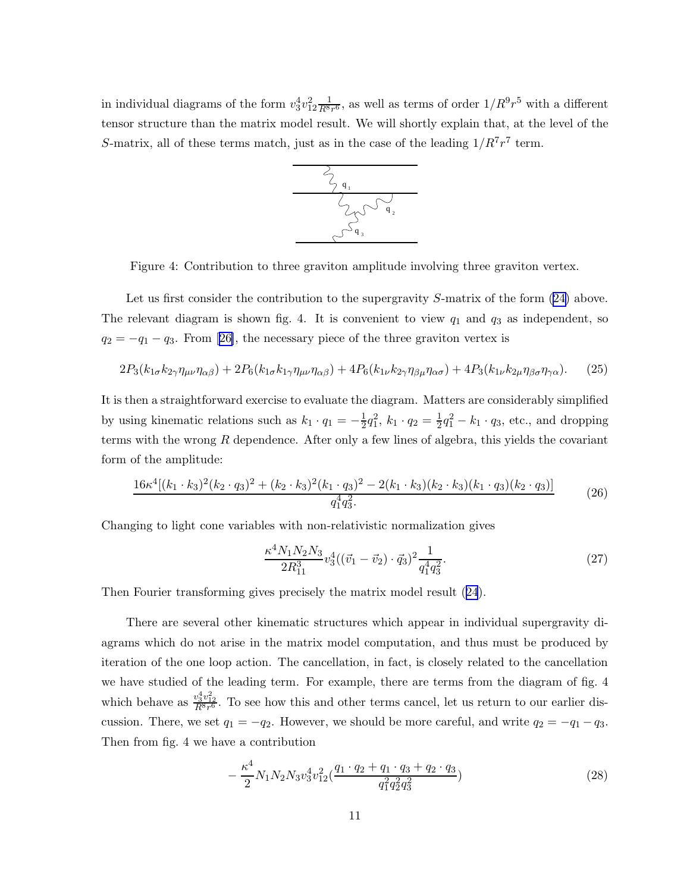in individual diagrams of the form $v_3^4 v_{12}^2 \frac{1}{R^8 r^6}$, as well as terms of order $1/R^9 r^5$ with a different tensor structure than the matrix model result. We will shortly explain that, at the level of the $S$-matrix, all of these terms match, just as in the case of the leading $1/R^7 r^7$ term.

Figure 4: Contribution to three graviton amplitude involving three graviton vertex.

Let us first consider the contribution to the supergravity $S$-matrix of the form (24) above. The relevant diagram is shown fig. 4. It is convenient to view $q_1$ and $q_3$ as independent, so $q_2 = -q_1 - q_3$. From [26], the necessary piece of the three graviton vertex is

$$2P_3(k_{1\sigma}k_{2\gamma}\eta_{\mu\nu}\eta_{\alpha\beta}) + 2P_6(k_{1\sigma}k_{1\gamma}\eta_{\mu\nu}\eta_{\alpha\beta}) + 4P_6(k_{1\nu}k_{2\gamma}\eta_{\beta\mu}\eta_{\alpha\sigma}) + 4P_3(k_{1\nu}k_{2\mu}\eta_{\beta\sigma}\eta_{\gamma\alpha}). \tag{25}$$

It is then a straightforward exercise to evaluate the diagram. Matters are considerably simplified by using kinematic relations such as $k_1 \cdot q_1 = -\frac{1}{2}q_1^2$, $k_1 \cdot q_2 = \frac{1}{2}q_1^2 - k_1 \cdot q_3$, etc., and dropping terms with the wrong $R$ dependence. After only a few lines of algebra, this yields the covariant form of the amplitude:

$$\frac{16\kappa^4[(k_1\cdot k_3)^2(k_2\cdot q_3)^2 + (k_2\cdot k_3)^2(k_1\cdot q_3)^2 - 2(k_1\cdot k_3)(k_2\cdot k_3)(k_1\cdot q_3)(k_2\cdot q_3)]}{q_1^4 q_3^2.} \tag{26}$$

Changing to light cone variables with non-relativistic normalization gives

$$\frac{\kappa^4 N_1 N_2 N_3}{2R_{11}^3} v_3^4((\vec{v}_1 - \vec{v}_2)\cdot\vec{q}_3)^2 \frac{1}{q_1^4 q_3^2}. \tag{27}$$

Then Fourier transforming gives precisely the matrix model result (24).

There are several other kinematic structures which appear in individual supergravity diagrams which do not arise in the matrix model computation, and thus must be produced by iteration of the one loop action. The cancellation, in fact, is closely related to the cancellation we have studied of the leading term. For example, there are terms from the diagram of fig. 4 which behave as $\frac{v_3^4 v_{12}^2}{R^8 r^6}$. To see how this and other terms cancel, let us return to our earlier discussion. There, we set $q_1 = -q_2$. However, we should be more careful, and write $q_2 = -q_1 - q_3$. Then from fig. 4 we have a contribution

$$-\frac{\kappa^4}{2} N_1 N_2 N_3 v_3^4 v_{12}^2 \left(\frac{q_1\cdot q_2 + q_1\cdot q_3 + q_2\cdot q_3}{q_1^2 q_2^2 q_3^2}\right) \tag{28}$$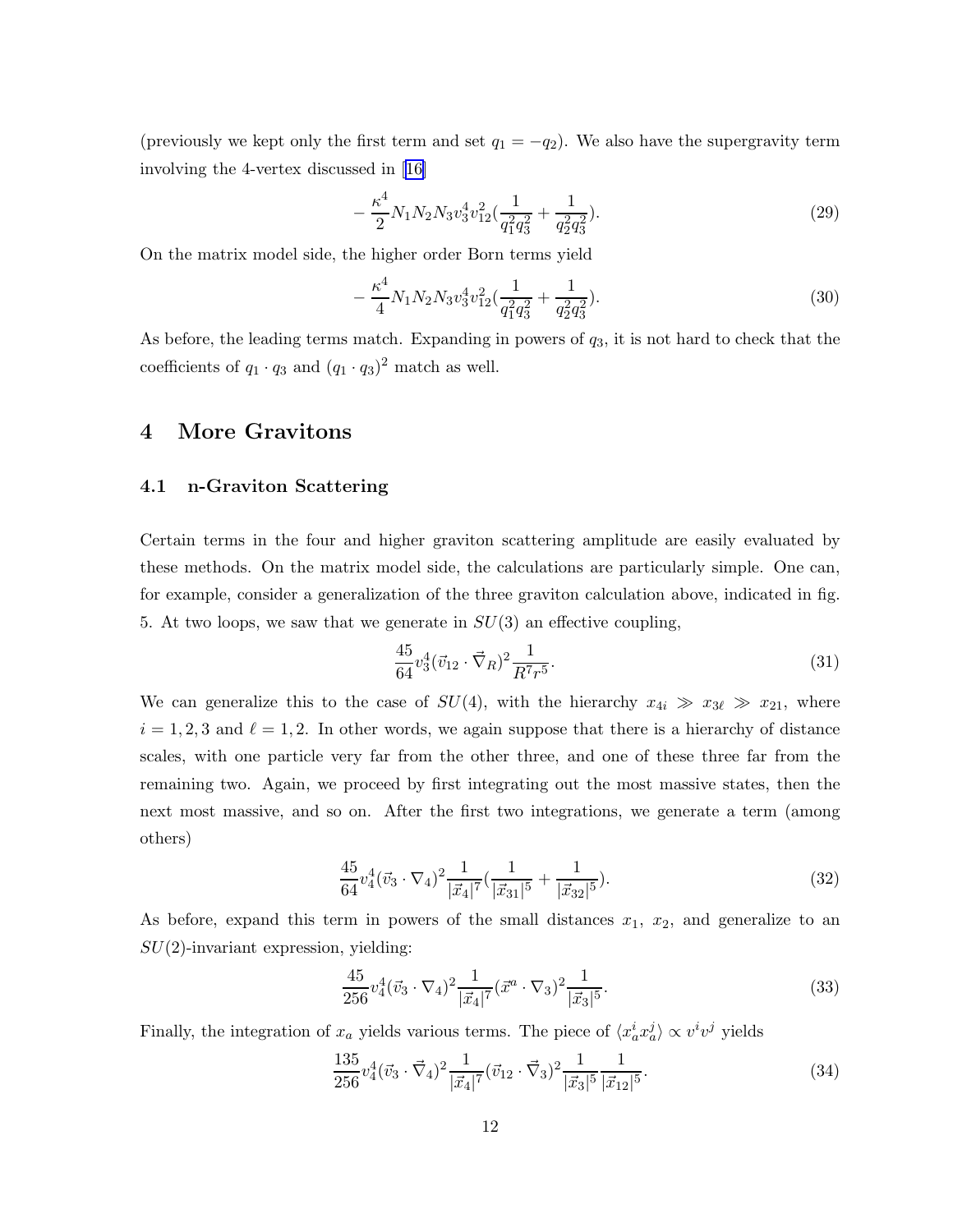(previously we kept only the first term and set $q_1 = -q_2$). We also have the supergravity term involving the 4-vertex discussed in [16]

$$-\frac{\kappa^4}{2} N_1 N_2 N_3 v_3^4 v_{12}^2 \left(\frac{1}{q_1^2 q_3^2} + \frac{1}{q_2^2 q_3^2}\right). \tag{29}$$

On the matrix model side, the higher order Born terms yield

$$-\frac{\kappa^4}{4} N_1 N_2 N_3 v_3^4 v_{12}^2 \left(\frac{1}{q_1^2 q_3^2} + \frac{1}{q_2^2 q_3^2}\right). \tag{30}$$

As before, the leading terms match. Expanding in powers of $q_3$, it is not hard to check that the coefficients of $q_1 \cdot q_3$ and $(q_1 \cdot q_3)^2$ match as well.

# 4 More Gravitons

## 4.1 n-Graviton Scattering

Certain terms in the four and higher graviton scattering amplitude are easily evaluated by these methods. On the matrix model side, the calculations are particularly simple. One can, for example, consider a generalization of the three graviton calculation above, indicated in fig. 5. At two loops, we saw that we generate in $SU(3)$ an effective coupling,

$$\frac{45}{64} v_3^4 (\vec{v}_{12} \cdot \vec{\nabla}_R)^2 \frac{1}{R^7 r^5}. \tag{31}$$

We can generalize this to the case of $SU(4)$, with the hierarchy $x_{4i} \gg x_{3\ell} \gg x_{21}$, where $i = 1, 2, 3$ and $\ell = 1, 2$. In other words, we again suppose that there is a hierarchy of distance scales, with one particle very far from the other three, and one of these three far from the remaining two. Again, we proceed by first integrating out the most massive states, then the next most massive, and so on. After the first two integrations, we generate a term (among others)

$$\frac{45}{64} v_4^4 (\vec{v}_3 \cdot \nabla_4)^2 \frac{1}{|\vec{x}_4|^7} \left(\frac{1}{|\vec{x}_{31}|^5} + \frac{1}{|\vec{x}_{32}|^5}\right). \tag{32}$$

As before, expand this term in powers of the small distances $x_1$, $x_2$, and generalize to an $SU(2)$-invariant expression, yielding:

$$\frac{45}{256} v_4^4 (\vec{v}_3 \cdot \nabla_4)^2 \frac{1}{|\vec{x}_4|^7} (\vec{x}^a \cdot \nabla_3)^2 \frac{1}{|\vec{x}_3|^5}. \tag{33}$$

Finally, the integration of $x_a$ yields various terms. The piece of $\langle x_a^i x_a^j \rangle \propto v^i v^j$ yields

$$\frac{135}{256} v_4^4 (\vec{v}_3 \cdot \vec{\nabla}_4)^2 \frac{1}{|\vec{x}_4|^7} (\vec{v}_{12} \cdot \vec{\nabla}_3)^2 \frac{1}{|\vec{x}_3|^5} \frac{1}{|\vec{x}_{12}|^5}. \tag{34}$$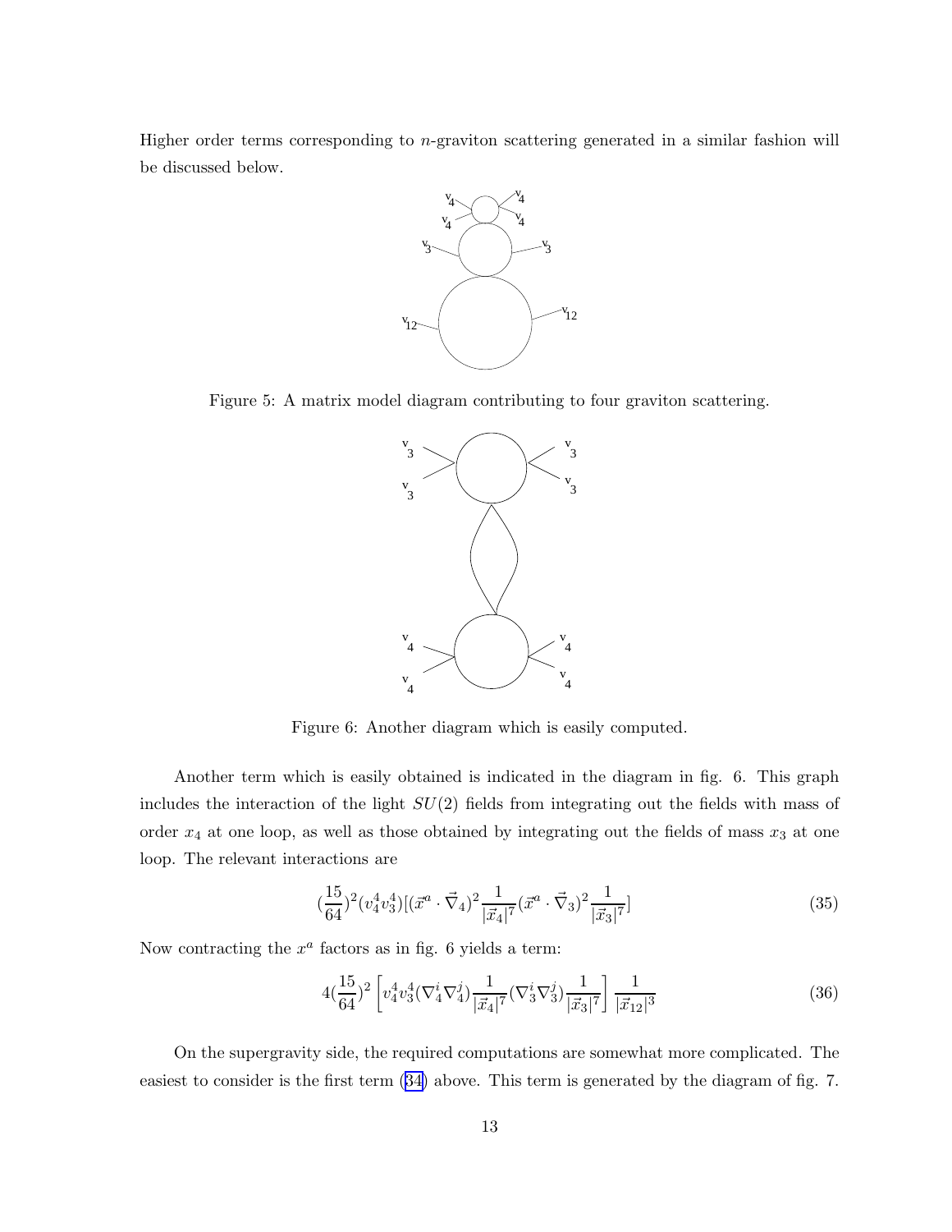Higher order terms corresponding to $n$-graviton scattering generated in a similar fashion will be discussed below.

Figure 5: A matrix model diagram contributing to four graviton scattering.

Figure 6: Another diagram which is easily computed.

Another term which is easily obtained is indicated in the diagram in fig. 6. This graph includes the interaction of the light $SU(2)$ fields from integrating out the fields with mass of order $x_4$ at one loop, as well as those obtained by integrating out the fields of mass $x_3$ at one loop. The relevant interactions are

$$(\frac{15}{64})^2(v_4^4 v_3^4)[(\vec{x}^a \cdot \vec{\nabla}_4)^2 \frac{1}{|\vec{x}_4|^7}(\vec{x}^a \cdot \vec{\nabla}_3)^2 \frac{1}{|\vec{x}_3|^7}] \tag{35}$$

Now contracting the $x^a$ factors as in fig. 6 yields a term:

$$4(\frac{15}{64})^2 \left[ v_4^4 v_3^4 (\nabla_4^i \nabla_4^j) \frac{1}{|\vec{x}_4|^7} (\nabla_3^i \nabla_3^j) \frac{1}{|\vec{x}_3|^7} \right] \frac{1}{|\vec{x}_{12}|^3} \tag{36}$$

On the supergravity side, the required computations are somewhat more complicated. The easiest to consider is the first term (34) above. This term is generated by the diagram of fig. 7.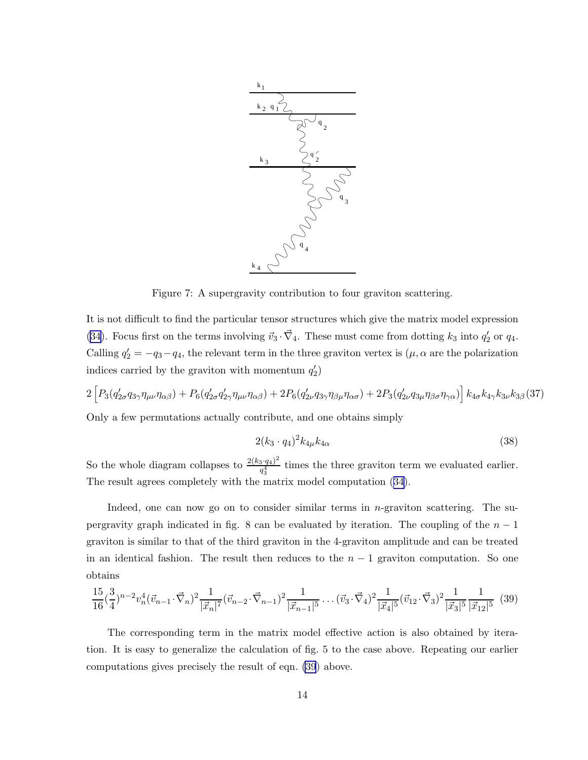Figure 7: A supergravity contribution to four graviton scattering.

It is not difficult to find the particular tensor structures which give the matrix model expression (34). Focus first on the terms involving $\vec{v}_3 \cdot \vec{\nabla}_4$. These must come from dotting $k_3$ into $q_2'$ or $q_4$. Calling $q_2' = -q_3 - q_4$, the relevant term in the three graviton vertex is ($\mu, \alpha$ are the polarization indices carried by the graviton with momentum $q_2'$)

$$2\left[P_3(q'_{2\sigma}q_{3\gamma}\eta_{\mu\nu}\eta_{\alpha\beta}) + P_6(q'_{2\sigma}q'_{2\gamma}\eta_{\mu\nu}\eta_{\alpha\beta}) + 2P_6(q'_{2\nu}q_{3\gamma}\eta_{\beta\mu}\eta_{\alpha\sigma}) + 2P_3(q'_{2\nu}q_{3\mu}\eta_{\beta\sigma}\eta_{\gamma\alpha})\right] k_{4\sigma}k_{4\gamma}k_{3\nu}k_{3\beta} \quad (37)$$

Only a few permutations actually contribute, and one obtains simply

$$2(k_3 \cdot q_4)^2 k_{4\mu}k_{4\alpha} \quad (38)$$

So the whole diagram collapses to $\frac{2(k_3 \cdot q_4)^2}{q_3^4}$ times the three graviton term we evaluated earlier. The result agrees completely with the matrix model computation (34).

Indeed, one can now go on to consider similar terms in $n$-graviton scattering. The supergravity graph indicated in fig. 8 can be evaluated by iteration. The coupling of the $n-1$ graviton is similar to that of the third graviton in the 4-graviton amplitude and can be treated in an identical fashion. The result then reduces to the $n-1$ graviton computation. So one obtains

$$\frac{15}{16}\left(\frac{3}{4}\right)^{n-2} v_n^4 (\vec{v}_{n-1} \cdot \vec{\nabla}_n)^2 \frac{1}{|\vec{x}_n|^7} (\vec{v}_{n-2} \cdot \vec{\nabla}_{n-1})^2 \frac{1}{|\vec{x}_{n-1}|^5} \ldots (\vec{v}_3 \cdot \vec{\nabla}_4)^2 \frac{1}{|\vec{x}_4|^5} (\vec{v}_{12} \cdot \vec{\nabla}_3)^2 \frac{1}{|\vec{x}_3|^5} \frac{1}{|\vec{x}_{12}|^5} \quad (39)$$

The corresponding term in the matrix model effective action is also obtained by iteration. It is easy to generalize the calculation of fig. 5 to the case above. Repeating our earlier computations gives precisely the result of eqn. (39) above.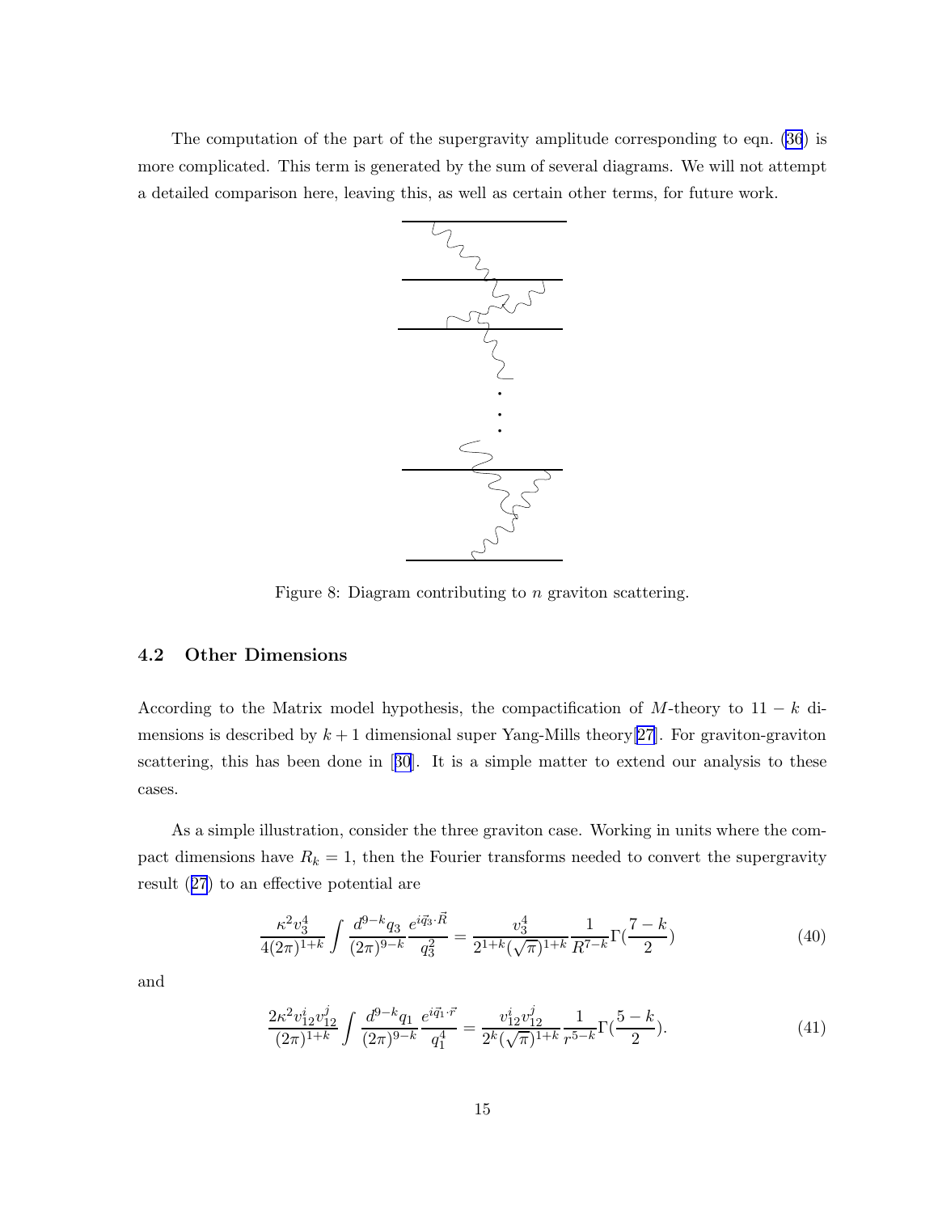The computation of the part of the supergravity amplitude corresponding to eqn. (36) is more complicated. This term is generated by the sum of several diagrams. We will not attempt a detailed comparison here, leaving this, as well as certain other terms, for future work.

Figure 8: Diagram contributing to $n$ graviton scattering.

### 4.2 Other Dimensions

According to the Matrix model hypothesis, the compactification of $M$-theory to $11-k$ dimensions is described by $k+1$ dimensional super Yang-Mills theory[27]. For graviton-graviton scattering, this has been done in [30]. It is a simple matter to extend our analysis to these cases.

As a simple illustration, consider the three graviton case. Working in units where the compact dimensions have $R_k = 1$, then the Fourier transforms needed to convert the supergravity result (27) to an effective potential are

$$\frac{\kappa^2 v_3^4}{4(2\pi)^{1+k}} \int \frac{d^{9-k} q_3}{(2\pi)^{9-k}} \frac{e^{i\vec{q}_3 \cdot \vec{R}}}{q_3^2} = \frac{v_3^4}{2^{1+k}(\sqrt{\pi})^{1+k}} \frac{1}{R^{7-k}} \Gamma(\frac{7-k}{2}) \tag{40}$$

and

$$\frac{2\kappa^2 v_{12}^i v_{12}^j}{(2\pi)^{1+k}} \int \frac{d^{9-k} q_1}{(2\pi)^{9-k}} \frac{e^{i\vec{q}_1 \cdot \vec{r}}}{q_1^4} = \frac{v_{12}^i v_{12}^j}{2^k(\sqrt{\pi})^{1+k}} \frac{1}{r^{5-k}} \Gamma(\frac{5-k}{2}). \tag{41}$$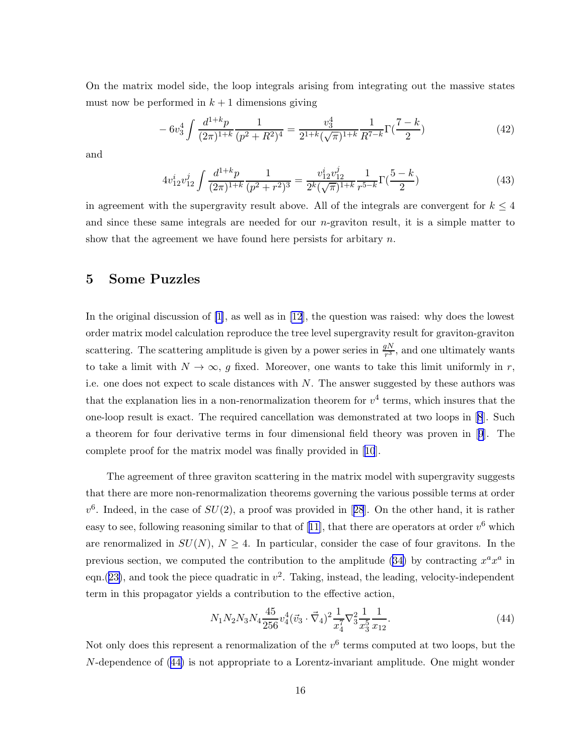On the matrix model side, the loop integrals arising from integrating out the massive states must now be performed in $k+1$ dimensions giving

$$-6v_3^4 \int \frac{d^{1+k}p}{(2\pi)^{1+k}} \frac{1}{(p^2+R^2)^4} = \frac{v_3^4}{2^{1+k}(\sqrt{\pi})^{1+k}} \frac{1}{R^{7-k}} \Gamma(\frac{7-k}{2}) \tag{42}$$

and

$$4v_{12}^i v_{12}^j \int \frac{d^{1+k}p}{(2\pi)^{1+k}} \frac{1}{(p^2+r^2)^3} = \frac{v_{12}^i v_{12}^j}{2^k(\sqrt{\pi})^{1+k}} \frac{1}{r^{5-k}} \Gamma(\frac{5-k}{2}) \tag{43}$$

in agreement with the supergravity result above. All of the integrals are convergent for $k \leq 4$ and since these same integrals are needed for our $n$-graviton result, it is a simple matter to show that the agreement we have found here persists for arbitary $n$.

# 5 Some Puzzles

In the original discussion of [1], as well as in [12], the question was raised: why does the lowest order matrix model calculation reproduce the tree level supergravity result for graviton-graviton scattering. The scattering amplitude is given by a power series in $\frac{gN}{r^3}$, and one ultimately wants to take a limit with $N \to \infty$, $g$ fixed. Moreover, one wants to take this limit uniformly in $r$, i.e. one does not expect to scale distances with $N$. The answer suggested by these authors was that the explanation lies in a non-renormalization theorem for $v^4$ terms, which insures that the one-loop result is exact. The required cancellation was demonstrated at two loops in [8]. Such a theorem for four derivative terms in four dimensional field theory was proven in [9]. The complete proof for the matrix model was finally provided in [10].

The agreement of three graviton scattering in the matrix model with supergravity suggests that there are more non-renormalization theorems governing the various possible terms at order $v^6$. Indeed, in the case of $SU(2)$, a proof was provided in [28]. On the other hand, it is rather easy to see, following reasoning similar to that of [11], that there are operators at order $v^6$ which are renormalized in $SU(N)$, $N \geq 4$. In particular, consider the case of four gravitons. In the previous section, we computed the contribution to the amplitude (34) by contracting $x^a x^a$ in eqn.(23), and took the piece quadratic in $v^2$. Taking, instead, the leading, velocity-independent term in this propagator yields a contribution to the effective action,

$$N_1 N_2 N_3 N_4 \frac{45}{256} v_4^4 (\vec{v}_3 \cdot \vec{\nabla}_4)^2 \frac{1}{x_4^7} \nabla_3^2 \frac{1}{x_3^5} \frac{1}{x_{12}}. \tag{44}$$

Not only does this represent a renormalization of the $v^6$ terms computed at two loops, but the $N$-dependence of (44) is not appropriate to a Lorentz-invariant amplitude. One might wonder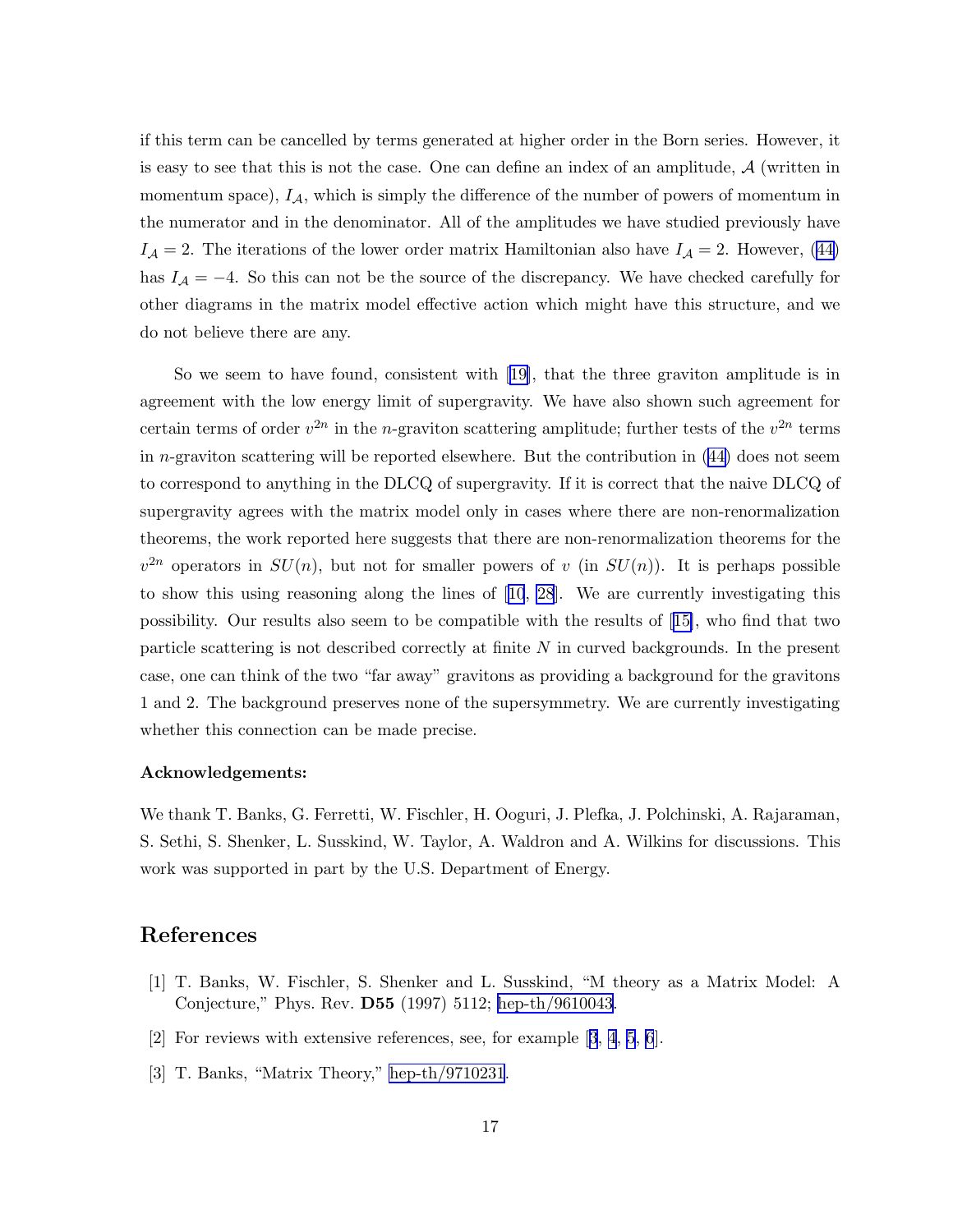if this term can be cancelled by terms generated at higher order in the Born series. However, it is easy to see that this is not the case. One can define an index of an amplitude, $\mathcal{A}$ (written in momentum space), $I_{\mathcal{A}}$, which is simply the difference of the number of powers of momentum in the numerator and in the denominator. All of the amplitudes we have studied previously have $I_{\mathcal{A}} = 2$. The iterations of the lower order matrix Hamiltonian also have $I_{\mathcal{A}} = 2$. However, (44) has $I_{\mathcal{A}} = -4$. So this can not be the source of the discrepancy. We have checked carefully for other diagrams in the matrix model effective action which might have this structure, and we do not believe there are any.

So we seem to have found, consistent with [19], that the three graviton amplitude is in agreement with the low energy limit of supergravity. We have also shown such agreement for certain terms of order $v^{2n}$ in the $n$-graviton scattering amplitude; further tests of the $v^{2n}$ terms in $n$-graviton scattering will be reported elsewhere. But the contribution in (44) does not seem to correspond to anything in the DLCQ of supergravity. If it is correct that the naive DLCQ of supergravity agrees with the matrix model only in cases where there are non-renormalization theorems, the work reported here suggests that there are non-renormalization theorems for the $v^{2n}$ operators in $SU(n)$, but not for smaller powers of $v$ (in $SU(n)$). It is perhaps possible to show this using reasoning along the lines of [10, 28]. We are currently investigating this possibility. Our results also seem to be compatible with the results of [15], who find that two particle scattering is not described correctly at finite $N$ in curved backgrounds. In the present case, one can think of the two "far away" gravitons as providing a background for the gravitons 1 and 2. The background preserves none of the supersymmetry. We are currently investigating whether this connection can be made precise.

**Acknowledgements:**

We thank T. Banks, G. Ferretti, W. Fischler, H. Ooguri, J. Plefka, J. Polchinski, A. Rajaraman, S. Sethi, S. Shenker, L. Susskind, W. Taylor, A. Waldron and A. Wilkins for discussions. This work was supported in part by the U.S. Department of Energy.

## References

[1] T. Banks, W. Fischler, S. Shenker and L. Susskind, "M theory as a Matrix Model: A Conjecture," Phys. Rev. **D55** (1997) 5112; hep-th/9610043.

[2] For reviews with extensive references, see, for example [3, 4, 5, 6].

[3] T. Banks, "Matrix Theory," hep-th/9710231.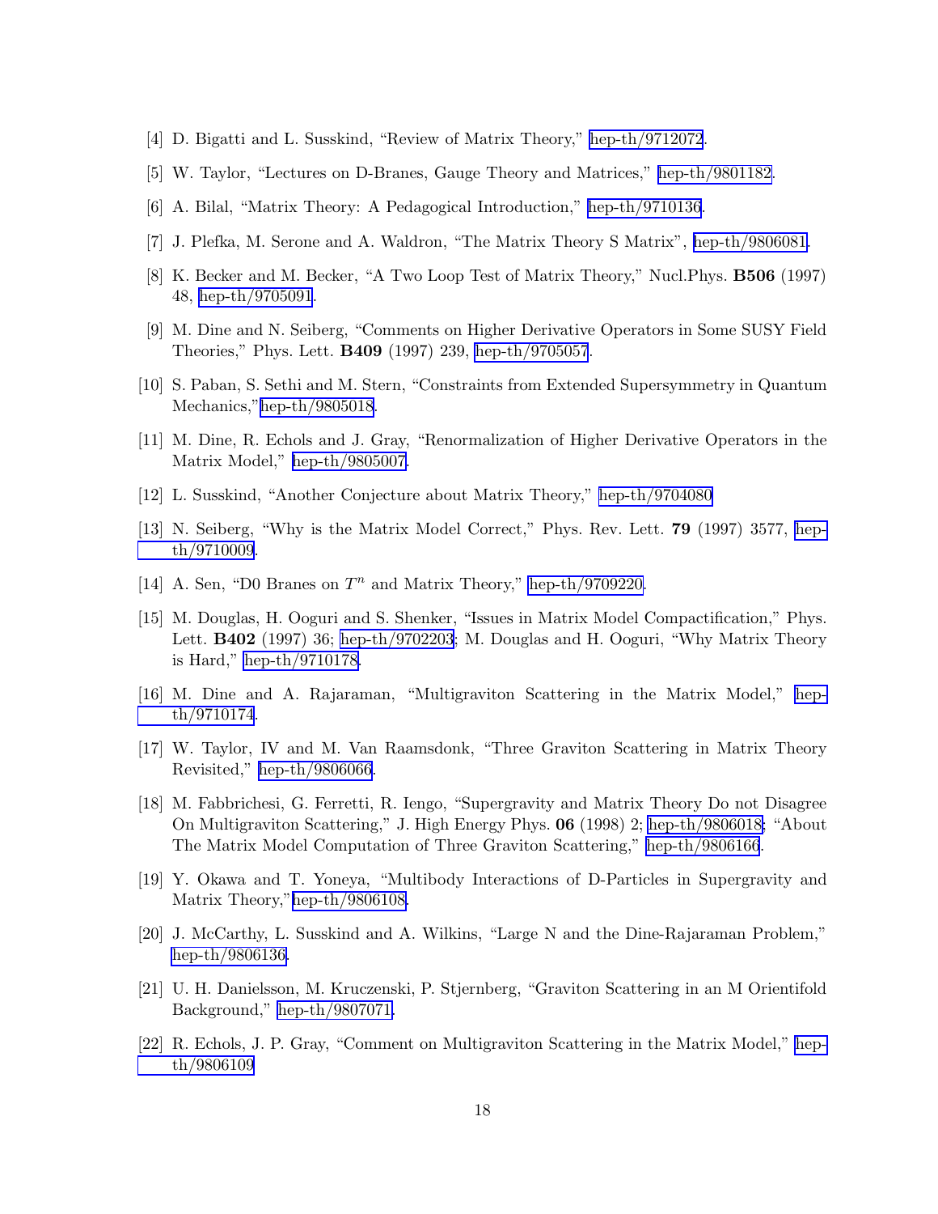[4] D. Bigatti and L. Susskind, "Review of Matrix Theory," hep-th/9712072.

[5] W. Taylor, "Lectures on D-Branes, Gauge Theory and Matrices," hep-th/9801182.

[6] A. Bilal, "Matrix Theory: A Pedagogical Introduction," hep-th/9710136.

[7] J. Plefka, M. Serone and A. Waldron, "The Matrix Theory S Matrix", hep-th/9806081.

[8] K. Becker and M. Becker, "A Two Loop Test of Matrix Theory," Nucl.Phys. **B506** (1997) 48, hep-th/9705091.

[9] M. Dine and N. Seiberg, "Comments on Higher Derivative Operators in Some SUSY Field Theories," Phys. Lett. **B409** (1997) 239, hep-th/9705057.

[10] S. Paban, S. Sethi and M. Stern, "Constraints from Extended Supersymmetry in Quantum Mechanics,"hep-th/9805018.

[11] M. Dine, R. Echols and J. Gray, "Renormalization of Higher Derivative Operators in the Matrix Model," hep-th/9805007.

[12] L. Susskind, "Another Conjecture about Matrix Theory," hep-th/9704080

[13] N. Seiberg, "Why is the Matrix Model Correct," Phys. Rev. Lett. **79** (1997) 3577, hep-th/9710009.

[14] A. Sen, "D0 Branes on $T^n$ and Matrix Theory," hep-th/9709220.

[15] M. Douglas, H. Ooguri and S. Shenker, "Issues in Matrix Model Compactification," Phys. Lett. **B402** (1997) 36; hep-th/9702203; M. Douglas and H. Ooguri, "Why Matrix Theory is Hard," hep-th/9710178.

[16] M. Dine and A. Rajaraman, "Multigraviton Scattering in the Matrix Model," hep-th/9710174.

[17] W. Taylor, IV and M. Van Raamsdonk, "Three Graviton Scattering in Matrix Theory Revisited," hep-th/9806066.

[18] M. Fabbrichesi, G. Ferretti, R. Iengo, "Supergravity and Matrix Theory Do not Disagree On Multigraviton Scattering," J. High Energy Phys. **06** (1998) 2; hep-th/9806018; "About The Matrix Model Computation of Three Graviton Scattering," hep-th/9806166.

[19] Y. Okawa and T. Yoneya, "Multibody Interactions of D-Particles in Supergravity and Matrix Theory,"hep-th/9806108.

[20] J. McCarthy, L. Susskind and A. Wilkins, "Large N and the Dine-Rajaraman Problem," hep-th/9806136.

[21] U. H. Danielsson, M. Kruczenski, P. Stjernberg, "Graviton Scattering in an M Orientifold Background," hep-th/9807071.

[22] R. Echols, J. P. Gray, "Comment on Multigraviton Scattering in the Matrix Model," hep-th/9806109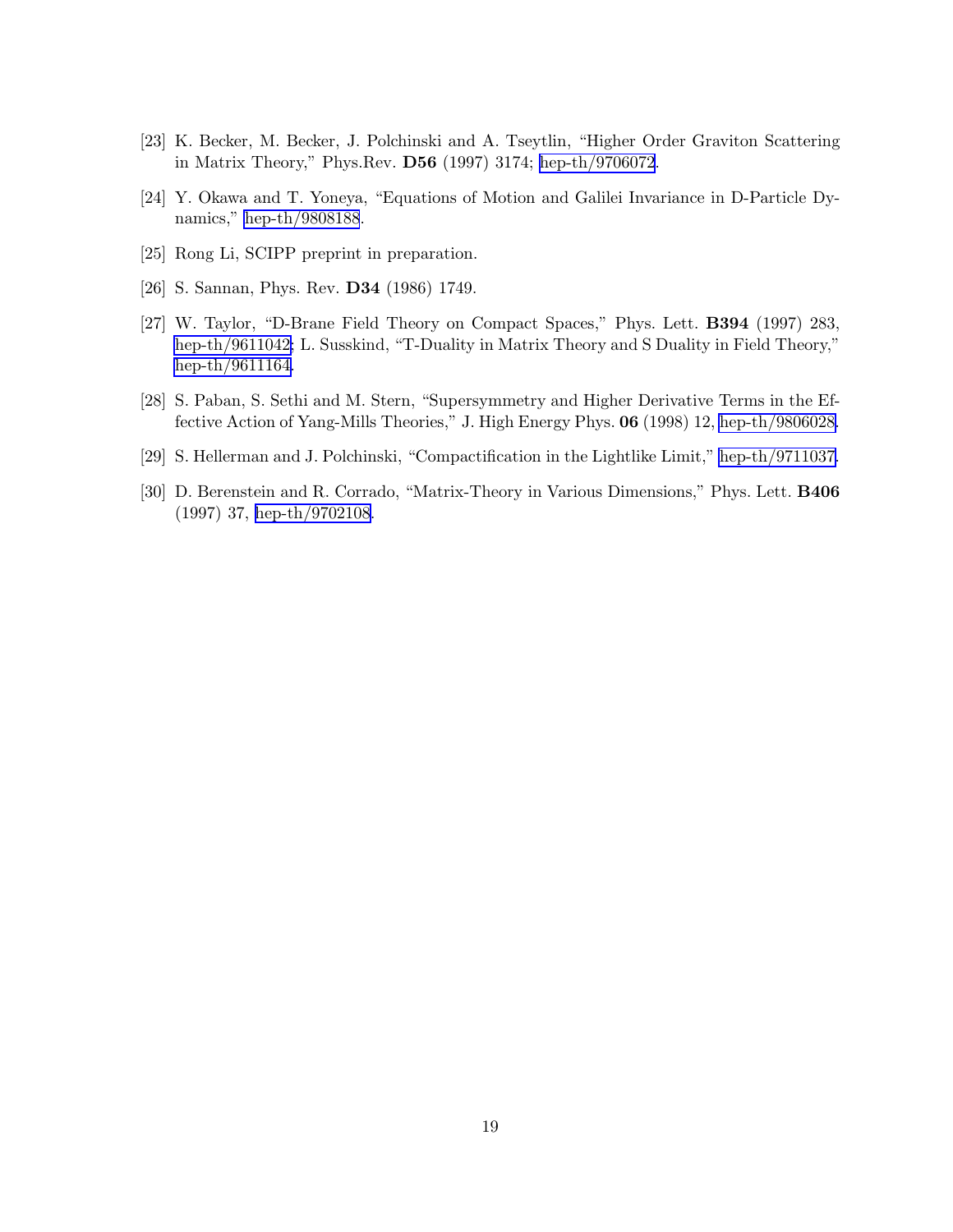[23] K. Becker, M. Becker, J. Polchinski and A. Tseytlin, "Higher Order Graviton Scattering in Matrix Theory," Phys.Rev. **D56** (1997) 3174; hep-th/9706072.

[24] Y. Okawa and T. Yoneya, "Equations of Motion and Galilei Invariance in D-Particle Dynamics," hep-th/9808188.

[25] Rong Li, SCIPP preprint in preparation.

[26] S. Sannan, Phys. Rev. **D34** (1986) 1749.

[27] W. Taylor, "D-Brane Field Theory on Compact Spaces," Phys. Lett. **B394** (1997) 283, hep-th/9611042; L. Susskind, "T-Duality in Matrix Theory and S Duality in Field Theory," hep-th/9611164.

[28] S. Paban, S. Sethi and M. Stern, "Supersymmetry and Higher Derivative Terms in the Effective Action of Yang-Mills Theories," J. High Energy Phys. **06** (1998) 12, hep-th/9806028.

[29] S. Hellerman and J. Polchinski, "Compactification in the Lightlike Limit," hep-th/9711037.

[30] D. Berenstein and R. Corrado, "Matrix-Theory in Various Dimensions," Phys. Lett. **B406** (1997) 37, hep-th/9702108.